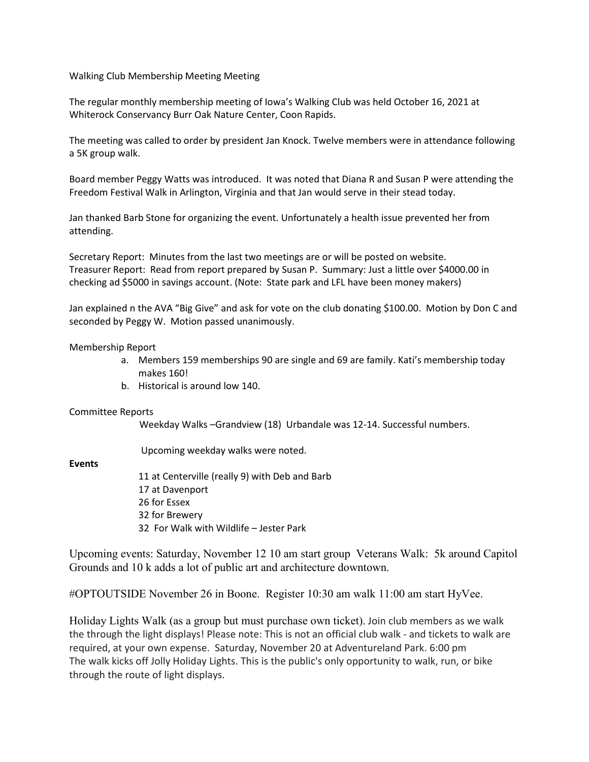Walking Club Membership Meeting Meeting

The regular monthly membership meeting of Iowa's Walking Club was held October 16, 2021 at Whiterock Conservancy Burr Oak Nature Center, Coon Rapids.

The meeting was called to order by president Jan Knock. Twelve members were in attendance following a 5K group walk.

Board member Peggy Watts was introduced. It was noted that Diana R and Susan P were attending the Freedom Festival Walk in Arlington, Virginia and that Jan would serve in their stead today.

Jan thanked Barb Stone for organizing the event. Unfortunately a health issue prevented her from attending.

Secretary Report: Minutes from the last two meetings are or will be posted on website.
Treasurer Report: Read from report prepared by Susan P. Summary: Just a little over $4000.00 in checking ad $5000 in savings account. (Note: State park and LFL have been money makers)

Jan explained n the AVA "Big Give" and ask for vote on the club donating $100.00. Motion by Don C and seconded by Peggy W. Motion passed unanimously.

Membership Report

a. Members 159 memberships 90 are single and 69 are family. Kati's membership today makes 160!
b. Historical is around low 140.

Committee Reports

Weekday Walks –Grandview (18) Urbandale was 12-14. Successful numbers.

Upcoming weekday walks were noted.

**Events**

11 at Centerville (really 9) with Deb and Barb
17 at Davenport
26 for Essex
32 for Brewery
32 For Walk with Wildlife – Jester Park

Upcoming events: Saturday, November 12 10 am start group Veterans Walk: 5k around Capitol Grounds and 10 k adds a lot of public art and architecture downtown.

#OPTOUTSIDE November 26 in Boone. Register 10:30 am walk 11:00 am start HyVee.

Holiday Lights Walk (as a group but must purchase own ticket). Join club members as we walk the through the light displays! Please note: This is not an official club walk - and tickets to walk are required, at your own expense. Saturday, November 20 at Adventureland Park. 6:00 pm
The walk kicks off Jolly Holiday Lights. This is the public's only opportunity to walk, run, or bike through the route of light displays.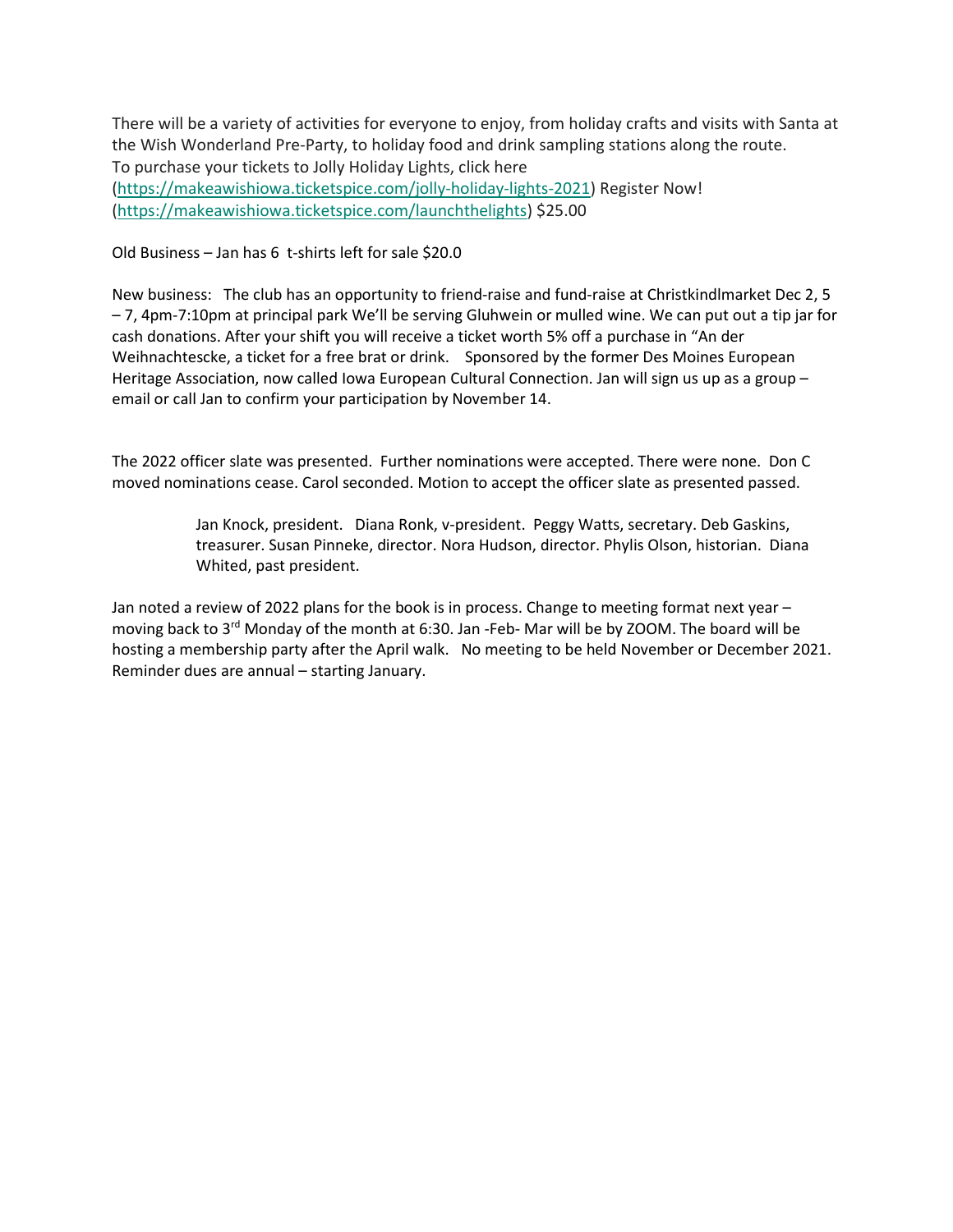There will be a variety of activities for everyone to enjoy, from holiday crafts and visits with Santa at the Wish Wonderland Pre-Party, to holiday food and drink sampling stations along the route.
To purchase your tickets to Jolly Holiday Lights, click here (https://makeawishiowa.ticketspice.com/jolly-holiday-lights-2021) Register Now! (https://makeawishiowa.ticketspice.com/launchthelights) $25.00

Old Business – Jan has 6 t-shirts left for sale $20.0

New business: The club has an opportunity to friend-raise and fund-raise at Christkindlmarket Dec 2, 5 – 7, 4pm-7:10pm at principal park We'll be serving Gluhwein or mulled wine. We can put out a tip jar for cash donations. After your shift you will receive a ticket worth 5% off a purchase in "An der Weihnachtescke, a ticket for a free brat or drink. Sponsored by the former Des Moines European Heritage Association, now called Iowa European Cultural Connection. Jan will sign us up as a group – email or call Jan to confirm your participation by November 14.

The 2022 officer slate was presented. Further nominations were accepted. There were none. Don C moved nominations cease. Carol seconded. Motion to accept the officer slate as presented passed.

> Jan Knock, president. Diana Ronk, v-president. Peggy Watts, secretary. Deb Gaskins, treasurer. Susan Pinneke, director. Nora Hudson, director. Phylis Olson, historian. Diana Whited, past president.

Jan noted a review of 2022 plans for the book is in process. Change to meeting format next year – moving back to 3rd Monday of the month at 6:30. Jan -Feb- Mar will be by ZOOM. The board will be hosting a membership party after the April walk. No meeting to be held November or December 2021. Reminder dues are annual – starting January.